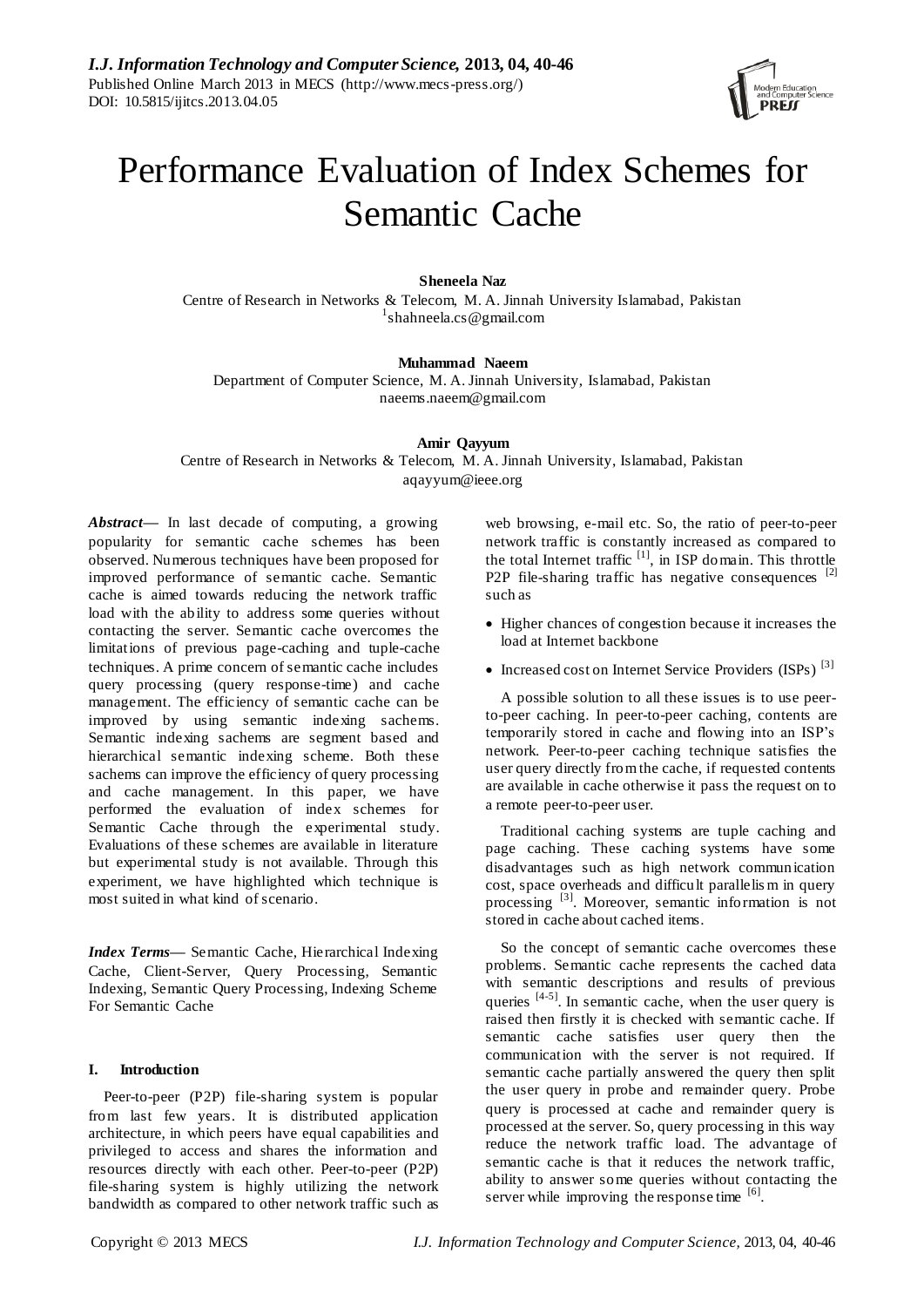# Performance Evaluation of Index Schemes for Semantic Cache

**Sheneela Naz**
Centre of Research in Networks & Telecom, M. A. Jinnah University Islamabad, Pakistan
[1]shahneela.cs@gmail.com

**Muhammad Naeem**
Department of Computer Science, M. A. Jinnah University, Islamabad, Pakistan
naeems.naeem@gmail.com

**Amir Qayyum**
Centre of Research in Networks & Telecom, M. A. Jinnah University, Islamabad, Pakistan
aqayyum@ieee.org

***Abstract*****—** In last decade of computing, a growing popularity for semantic cache schemes has been observed. Numerous techniques have been proposed for improved performance of semantic cache. Semantic cache is aimed towards reducing the network traffic load with the ability to address some queries without contacting the server. Semantic cache overcomes the limitations of previous page-caching and tuple-cache techniques. A prime concern of semantic cache includes query processing (query response-time) and cache management. The efficiency of semantic cache can be improved by using semantic indexing sachems. Semantic indexing sachems are segment based and hierarchical semantic indexing scheme. Both these sachems can improve the efficiency of query processing and cache management. In this paper, we have performed the evaluation of index schemes for Semantic Cache through the experimental study. Evaluations of these schemes are available in literature but experimental study is not available. Through this experiment, we have highlighted which technique is most suited in what kind of scenario.

***Index Terms*****—** Semantic Cache, Hierarchical Indexing Cache, Client-Server, Query Processing, Semantic Indexing, Semantic Query Processing, Indexing Scheme For Semantic Cache

## I. Introduction

Peer-to-peer (P2P) file-sharing system is popular from last few years. It is distributed application architecture, in which peers have equal capabilities and privileged to access and shares the information and resources directly with each other. Peer-to-peer (P2P) file-sharing system is highly utilizing the network bandwidth as compared to other network traffic such as web browsing, e-mail etc. So, the ratio of peer-to-peer network traffic is constantly increased as compared to the total Internet traffic [1], in ISP domain. This throttle P2P file-sharing traffic has negative consequences [2] such as

- Higher chances of congestion because it increases the load at Internet backbone
- Increased cost on Internet Service Providers (ISPs) [3]

A possible solution to all these issues is to use peer-to-peer caching. In peer-to-peer caching, contents are temporarily stored in cache and flowing into an ISP's network. Peer-to-peer caching technique satisfies the user query directly from the cache, if requested contents are available in cache otherwise it pass the request on to a remote peer-to-peer user.

Traditional caching systems are tuple caching and page caching. These caching systems have some disadvantages such as high network communication cost, space overheads and difficult parallelism in query processing [3]. Moreover, semantic information is not stored in cache about cached items.

So the concept of semantic cache overcomes these problems. Semantic cache represents the cached data with semantic descriptions and results of previous queries [4-5]. In semantic cache, when the user query is raised then firstly it is checked with semantic cache. If semantic cache satisfies user query then the communication with the server is not required. If semantic cache partially answered the query then split the user query in probe and remainder query. Probe query is processed at cache and remainder query is processed at the server. So, query processing in this way reduce the network traffic load. The advantage of semantic cache is that it reduces the network traffic, ability to answer some queries without contacting the server while improving the response time [6].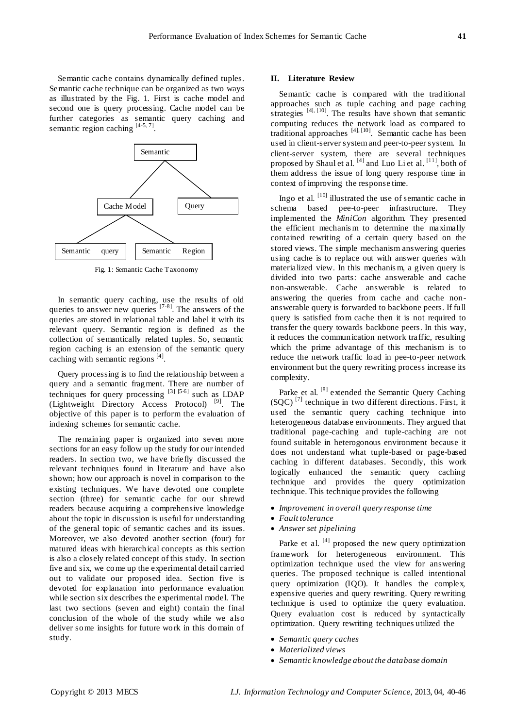Semantic cache contains dynamically defined tuples. Semantic cache technique can be organized as two ways as illustrated by the Fig. 1. First is cache model and second one is query processing. Cache model can be further categories as semantic query caching and semantic region caching [4-5, 7].

Semantic

Cache Model    Query

Semantic query    Semantic Region

Fig. 1: Semantic Cache Taxonomy

In semantic query caching, use the results of old queries to answer new queries [7-8]. The answers of the queries are stored in relational table and label it with its relevant query. Semantic region is defined as the collection of semantically related tuples. So, semantic region caching is an extension of the semantic query caching with semantic regions [4].

Query processing is to find the relationship between a query and a semantic fragment. There are number of techniques for query processing [3] [5-6] such as LDAP (Lightweight Directory Access Protocol) [9]. The objective of this paper is to perform the evaluation of indexing schemes for semantic cache.

The remaining paper is organized into seven more sections for an easy follow up the study for our intended readers. In section two, we have briefly discussed the relevant techniques found in literature and have also shown; how our approach is novel in comparison to the existing techniques. We have devoted one complete section (three) for semantic cache for our shrewd readers because acquiring a comprehensive knowledge about the topic in discussion is useful for understanding of the general topic of semantic caches and its issues. Moreover, we also devoted another section (four) for matured ideas with hierarchical concepts as this section is also a closely related concept of this study. In section five and six, we come up the experimental detail carried out to validate our proposed idea. Section five is devoted for explanation into performance evaluation while section six describes the experimental model. The last two sections (seven and eight) contain the final conclusion of the whole of the study while we also deliver some insights for future work in this domain of study.

## II. Literature Review

Semantic cache is compared with the traditional approaches such as tuple caching and page caching strategies [4], [10]. The results have shown that semantic computing reduces the network load as compared to traditional approaches [4], [10]. Semantic cache has been used in client-server system and peer-to-peer system. In client-server system, there are several techniques proposed by Shaul et al. [4] and Luo Li et al. [11], both of them address the issue of long query response time in context of improving the response time.

Ingo et al. [10] illustrated the use of semantic cache in schema based pee-to-peer infrastructure. They implemented the *MiniCon* algorithm. They presented the efficient mechanism to determine the maximally contained rewriting of a certain query based on the stored views. The simple mechanism answering queries using cache is to replace out with answer queries with materialized view. In this mechanism, a given query is divided into two parts: cache answerable and cache non-answerable. Cache answerable is related to answering the queries from cache and cache non-answerable query is forwarded to backbone peers. If full query is satisfied from cache then it is not required to transfer the query towards backbone peers. In this way, it reduces the communication network traffic, resulting which the prime advantage of this mechanism is to reduce the network traffic load in pee-to-peer network environment but the query rewriting process increase its complexity.

Parke et al. [8] extended the Semantic Query Caching (SQC) [7] technique in two different directions. First, it used the semantic query caching technique into heterogeneous database environments. They argued that traditional page-caching and tuple-caching are not found suitable in heterogonous environment because it does not understand what tuple-based or page-based caching in different databases. Secondly, this work logically enhanced the semantic query caching technique and provides the query optimization technique. This technique provides the following

- *Improvement in overall query response time*
- *Fault tolerance*
- *Answer set pipelining*

Parke et al. [4] proposed the new query optimization framework for heterogeneous environment. This optimization technique used the view for answering queries. The proposed technique is called intentional query optimization (IQO). It handles the complex, expensive queries and query rewriting. Query rewriting technique is used to optimize the query evaluation. Query evaluation cost is reduced by syntactically optimization. Query rewriting techniques utilized the

- *Semantic query caches*
- *Materialized views*
- *Semantic knowledge about the database domain*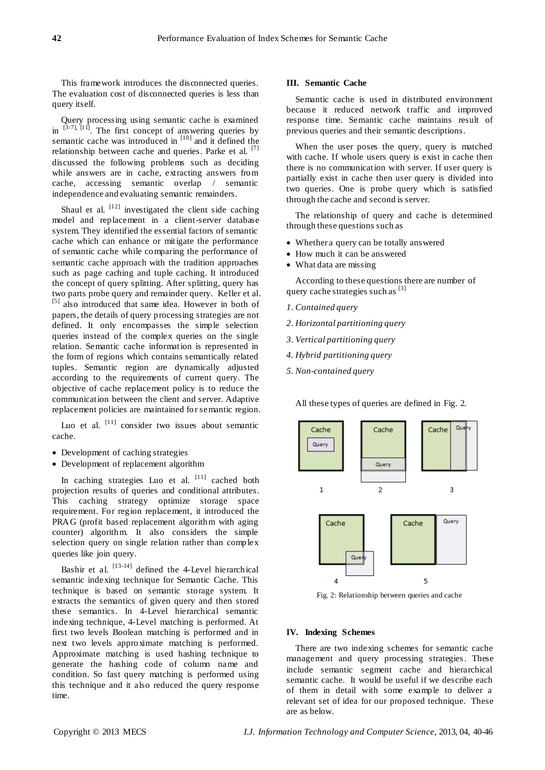This framework introduces the disconnected queries. The evaluation cost of disconnected queries is less than query itself.

Query processing using semantic cache is examined in [3-7], [11]. The first concept of answering queries by semantic cache was introduced in [10] and it defined the relationship between cache and queries. Parke et al. [7] discussed the following problems such as deciding while answers are in cache, extracting answers from cache, accessing semantic overlap / semantic independence and evaluating semantic remainders.

Shaul et al. [12] investigated the client side caching model and replacement in a client-server database system. They identified the essential factors of semantic cache which can enhance or mitigate the performance of semantic cache while comparing the performance of semantic cache approach with the tradition approaches such as page caching and tuple caching. It introduced the concept of query splitting. After splitting, query has two parts probe query and remainder query. Keller et al. [5] also introduced that same idea. However in both of papers, the details of query processing strategies are not defined. It only encompasses the simple selection queries instead of the complex queries on the single relation. Semantic cache information is represented in the form of regions which contains semantically related tuples. Semantic region are dynamically adjusted according to the requirements of current query. The objective of cache replacement policy is to reduce the communication between the client and server. Adaptive replacement policies are maintained for semantic region.

Luo et al. [11] consider two issues about semantic cache.

- Development of caching strategies
- Development of replacement algorithm

In caching strategies Luo et al. [11] cached both projection results of queries and conditional attributes. This caching strategy optimize storage space requirement. For region replacement, it introduced the PRAG (profit based replacement algorithm with aging counter) algorithm. It also considers the simple selection query on single relation rather than complex queries like join query.

Bashir et al. [13-14] defined the 4-Level hierarchical semantic indexing technique for Semantic Cache. This technique is based on semantic storage system. It extracts the semantics of given query and then stored these semantics. In 4-Level hierarchical semantic indexing technique, 4-Level matching is performed. At first two levels Boolean matching is performed and in next two levels approximate matching is performed. Approximate matching is used hashing technique to generate the hashing code of column name and condition. So fast query matching is performed using this technique and it also reduced the query response time.

## III. Semantic Cache

Semantic cache is used in distributed environment because it reduced network traffic and improved response time. Semantic cache maintains result of previous queries and their semantic descriptions.

When the user poses the query, query is matched with cache. If whole users query is exist in cache then there is no communication with server. If user query is partially exist in cache then user query is divided into two queries. One is probe query which is satisfied through the cache and second is server.

The relationship of query and cache is determined through these questions such as

- Whether a query can be totally answered
- How much it can be answered
- What data are missing

According to these questions there are number of query cache strategies such as [3]

1. *Contained query*
2. *Horizontal partitioning query*
3. *Vertical partitioning query*
4. *Hybrid partitioning query*
5. *Non-contained query*

All these types of queries are defined in Fig. 2.

Fig. 2: Relationship between queries and cache

## IV. Indexing Schemes

There are two indexing schemes for semantic cache management and query processing strategies. These include semantic segment cache and hierarchical semantic cache. It would be useful if we describe each of them in detail with some example to deliver a relevant set of idea for our proposed technique. These are as below.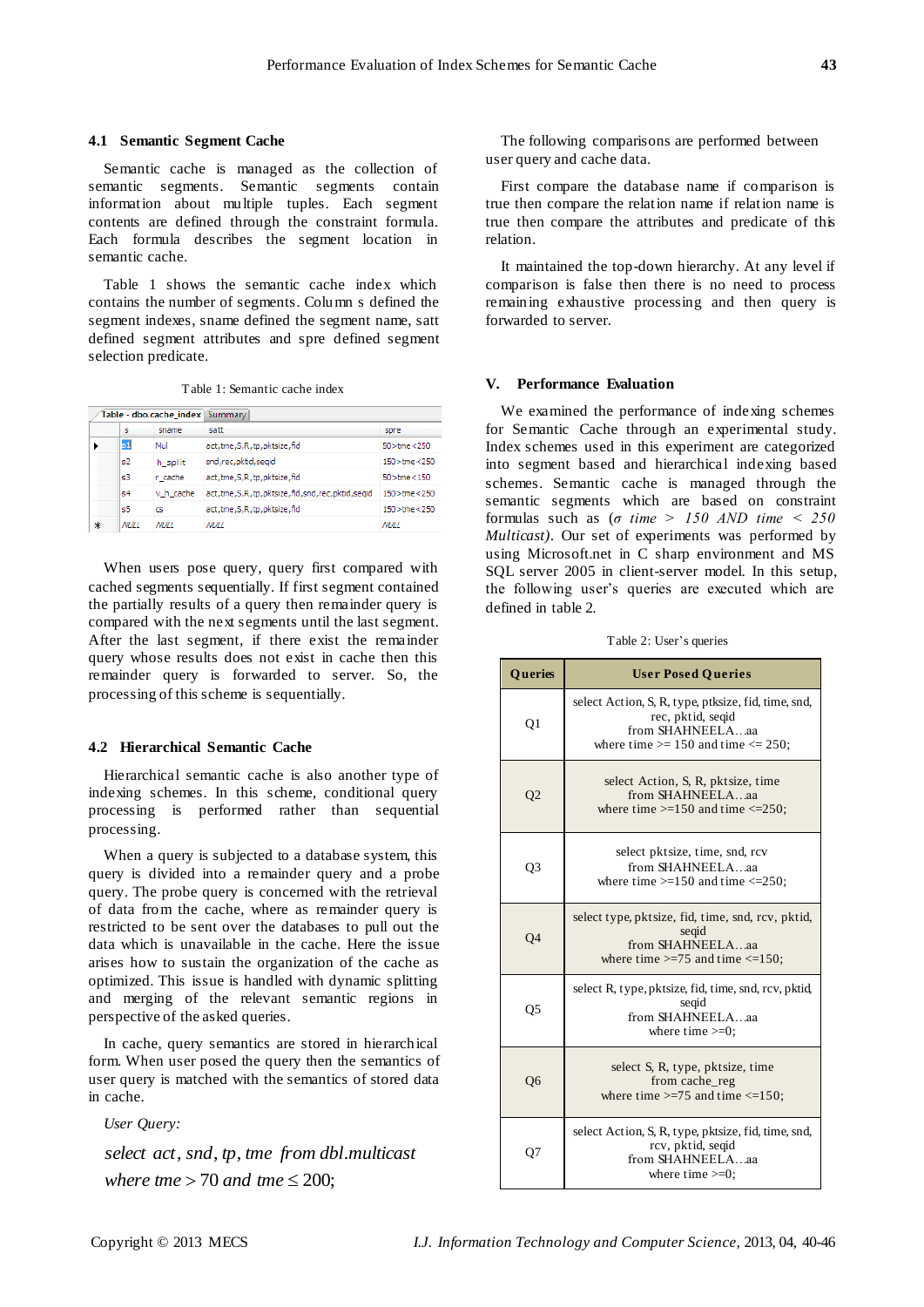### 4.1 Semantic Segment Cache

Semantic cache is managed as the collection of semantic segments. Semantic segments contain information about multiple tuples. Each segment contents are defined through the constraint formula. Each formula describes the segment location in semantic cache.

Table 1 shows the semantic cache index which contains the number of segments. Column s defined the segment indexes, sname defined the segment name, satt defined segment attributes and spre defined segment selection predicate.

Table 1: Semantic cache index

| | s | sname | satt | spre |
|---|---|---|---|---|
| ▶ | s1 | Mul | act,tme,S,R,tp,pktsize,fid | 50>tme<250 |
| | s2 | h_split | snd,rec,pktid,seqid | 150>tme<250 |
| | s3 | r_cache | act,tme,S,R,tp,pktsize,fid | 50>tme<150 |
| | s4 | v_h_cache | act,tme,S,R,tp,pktsize,fid,snd,rec,pktid,seqid | 150>tme<250 |
| | s5 | cs | act,tme,S,R,tp,pktsize,fid | 150>tme<250 |
| * | NULL | NULL | NULL | NULL |

When users pose query, query first compared with cached segments sequentially. If first segment contained the partially results of a query then remainder query is compared with the next segments until the last segment. After the last segment, if there exist the remainder query whose results does not exist in cache then this remainder query is forwarded to server. So, the processing of this scheme is sequentially.

### 4.2 Hierarchical Semantic Cache

Hierarchical semantic cache is also another type of indexing schemes. In this scheme, conditional query processing is performed rather than sequential processing.

When a query is subjected to a database system, this query is divided into a remainder query and a probe query. The probe query is concerned with the retrieval of data from the cache, where as remainder query is restricted to be sent over the databases to pull out the data which is unavailable in the cache. Here the issue arises how to sustain the organization of the cache as optimized. This issue is handled with dynamic splitting and merging of the relevant semantic regions in perspective of the asked queries.

In cache, query semantics are stored in hierarchical form. When user posed the query then the semantics of user query is matched with the semantics of stored data in cache.

*User Query:*

$$select\ act, snd, tp, tme\ \ from\ dbl.multicast$$
$$where\ tme > 70\ and\ tme \leq 200;$$

The following comparisons are performed between user query and cache data.

First compare the database name if comparison is true then compare the relation name if relation name is true then compare the attributes and predicate of this relation.

It maintained the top-down hierarchy. At any level if comparison is false then there is no need to process remaining exhaustive processing and then query is forwarded to server.

## V. Performance Evaluation

We examined the performance of indexing schemes for Semantic Cache through an experimental study. Index schemes used in this experiment are categorized into segment based and hierarchical indexing based schemes. Semantic cache is managed through the semantic segments which are based on constraint formulas such as (*σ time > 150 AND time < 250 Multicast)*. Our set of experiments was performed by using Microsoft.net in C sharp environment and MS SQL server 2005 in client-server model. In this setup, the following user's queries are executed which are defined in table 2.

Table 2: User's queries

| Queries | User Posed Queries |
|---|---|
| Q1 | select Action, S, R, type, ptksize, fid, time, snd, rec, pktid, seqid from SHAHNEELA…aa where time >= 150 and time <= 250; |
| Q2 | select Action, S, R, pktsize, time from SHAHNEELA…aa where time >=150 and time <=250; |
| Q3 | select pktsize, time, snd, rcv from SHAHNEELA…aa where time >=150 and time <=250; |
| Q4 | select type, pktsize, fid, time, snd, rcv, pktid, seqid from SHAHNEELA…aa where time >=75 and time <=150; |
| Q5 | select R, type, pktsize, fid, time, snd, rcv, pktid, seqid from SHAHNEELA…aa where time >=0; |
| Q6 | select S, R, type, pktsize, time from cache_reg where time >=75 and time <=150; |
| Q7 | select Action, S, R, type, pktsize, fid, time, snd, rcv, pktid, seqid from SHAHNEELA…aa where time >=0; |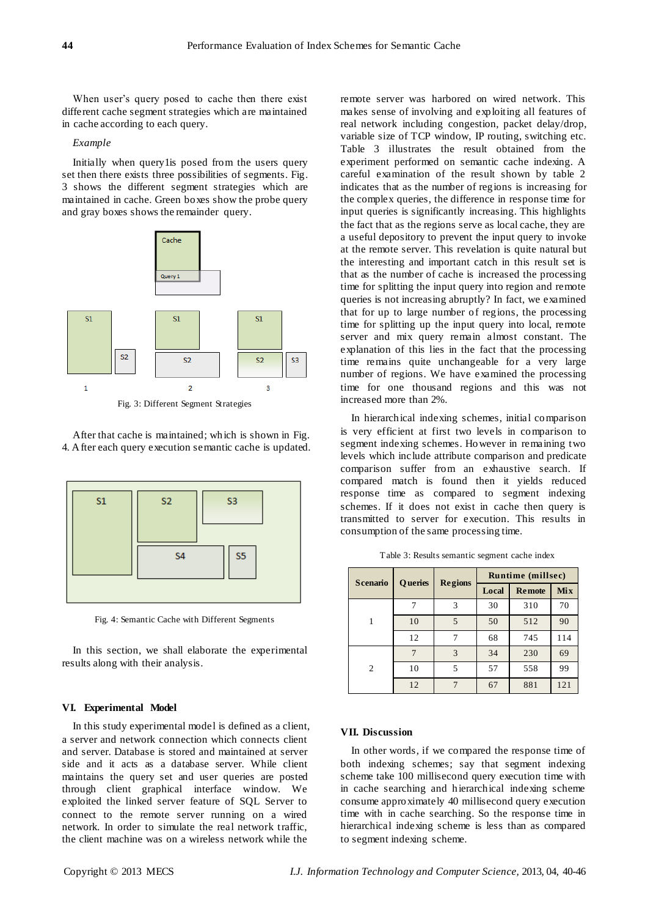When user's query posed to cache then there exist different cache segment strategies which are maintained in cache according to each query.

*Example*

Initially when query1is posed from the users query set then there exists three possibilities of segments. Fig. 3 shows the different segment strategies which are maintained in cache. Green boxes show the probe query and gray boxes shows the remainder query.

Fig. 3: Different Segment Strategies

After that cache is maintained; which is shown in Fig. 4. After each query execution semantic cache is updated.

Fig. 4: Semantic Cache with Different Segments

In this section, we shall elaborate the experimental results along with their analysis.

## VI. Experimental Model

In this study experimental model is defined as a client, a server and network connection which connects client and server. Database is stored and maintained at server side and it acts as a database server. While client maintains the query set and user queries are posted through client graphical interface window. We exploited the linked server feature of SQL Server to connect to the remote server running on a wired network. In order to simulate the real network traffic, the client machine was on a wireless network while the remote server was harbored on wired network. This makes sense of involving and exploiting all features of real network including congestion, packet delay/drop, variable size of TCP window, IP routing, switching etc. Table 3 illustrates the result obtained from the experiment performed on semantic cache indexing. A careful examination of the result shown by table 2 indicates that as the number of regions is increasing for the complex queries, the difference in response time for input queries is significantly increasing. This highlights the fact that as the regions serve as local cache, they are a useful depository to prevent the input query to invoke at the remote server. This revelation is quite natural but the interesting and important catch in this result set is that as the number of cache is increased the processing time for splitting the input query into region and remote queries is not increasing abruptly? In fact, we examined that for up to large number of regions, the processing time for splitting up the input query into local, remote server and mix query remain almost constant. The explanation of this lies in the fact that the processing time remains quite unchangeable for a very large number of regions. We have examined the processing time for one thousand regions and this was not increased more than 2%.

In hierarchical indexing schemes, initial comparison is very efficient at first two levels in comparison to segment indexing schemes. However in remaining two levels which include attribute comparison and predicate comparison suffer from an exhaustive search. If compared match is found then it yields reduced response time as compared to segment indexing schemes. If it does not exist in cache then query is transmitted to server for execution. This results in consumption of the same processing time.

Table 3: Results semantic segment cache index

| Scenario | Queries | Regions | Runtime (millsec) | | |
|---|---|---|---|---|---|
| | | | Local | Remote | Mix |
| 1 | 7 | 3 | 30 | 310 | 70 |
| | 10 | 5 | 50 | 512 | 90 |
| | 12 | 7 | 68 | 745 | 114 |
| 2 | 7 | 3 | 34 | 230 | 69 |
| | 10 | 5 | 57 | 558 | 99 |
| | 12 | 7 | 67 | 881 | 121 |

## VII. Discussion

In other words, if we compared the response time of both indexing schemes; say that segment indexing scheme take 100 millisecond query execution time with in cache searching and hierarchical indexing scheme consume approximately 40 millisecond query execution time with in cache searching. So the response time in hierarchical indexing scheme is less than as compared to segment indexing scheme.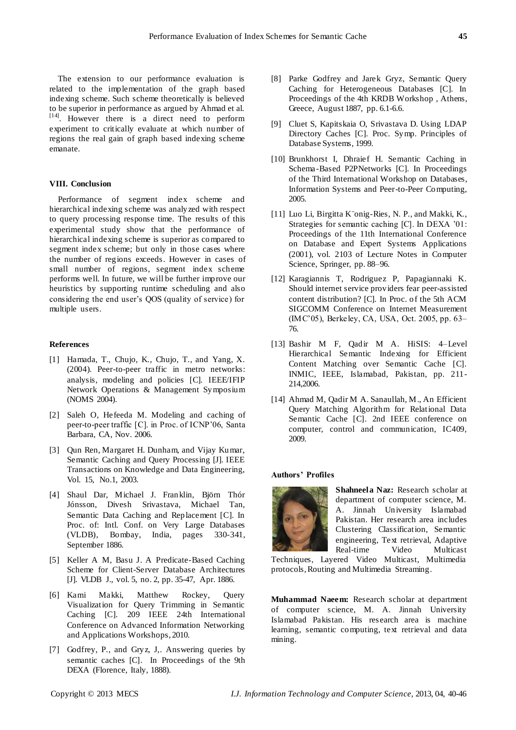The extension to our performance evaluation is related to the implementation of the graph based indexing scheme. Such scheme theoretically is believed to be superior in performance as argued by Ahmad et al. [14]. However there is a direct need to perform experiment to critically evaluate at which number of regions the real gain of graph based indexing scheme emanate.

## VIII. Conclusion

Performance of segment index scheme and hierarchical indexing scheme was analyzed with respect to query processing response time. The results of this experimental study show that the performance of hierarchical indexing scheme is superior as compared to segment index scheme; but only in those cases where the number of regions exceeds. However in cases of small number of regions, segment index scheme performs well. In future, we will be further improve our heuristics by supporting runtime scheduling and also considering the end user's QOS (quality of service) for multiple users.

## References

[1] Hamada, T., Chujo, K., Chujo, T., and Yang, X. (2004). Peer-to-peer traffic in metro networks: analysis, modeling and policies [C]. IEEE/IFIP Network Operations & Management Symposium (NOMS 2004).

[2] Saleh O, Hefeeda M. Modeling and caching of peer-to-peer traffic [C]. in Proc. of ICNP'06, Santa Barbara, CA, Nov. 2006.

[3] Qun Ren, Margaret H. Dunham, and Vijay Kumar, Semantic Caching and Query Processing [J]. IEEE Transactions on Knowledge and Data Engineering, Vol. 15, No.1, 2003.

[4] Shaul Dar, Michael J. Franklin, Björn Thór Jónsson, Divesh Srivastava, Michael Tan, Semantic Data Caching and Replacement [C]. In Proc. of: Intl. Conf. on Very Large Databases (VLDB), Bombay, India, pages 330-341, September 1886.

[5] Keller A M, Basu J. A Predicate-Based Caching Scheme for Client-Server Database Architectures [J]. VLDB J., vol. 5, no. 2, pp. 35-47, Apr. 1886.

[6] Kami Makki, Matthew Rockey, Query Visualization for Query Trimming in Semantic Caching [C]. 209 IEEE 24th International Conference on Advanced Information Networking and Applications Workshops, 2010.

[7] Godfrey, P., and Gryz, J,. Answering queries by semantic caches [C]. In Proceedings of the 9th DEXA (Florence, Italy, 1888).

[8] Parke Godfrey and Jarek Gryz, Semantic Query Caching for Heterogeneous Databases [C]. In Proceedings of the 4th KRDB Workshop , Athens, Greece, August 1887, pp. 6.1-6.6.

[9] Cluet S, Kapitskaia O, Srivastava D. Using LDAP Directory Caches [C]. Proc. Symp. Principles of Database Systems, 1999.

[10] Brunkhorst I, Dhraief H. Semantic Caching in Schema-Based P2PNetworks [C]. In Proceedings of the Third International Workshop on Databases, Information Systems and Peer-to-Peer Computing, 2005.

[11] Luo Li, Birgitta K¨onig-Ries, N. P., and Makki, K., Strategies for semantic caching [C]. In DEXA '01: Proceedings of the 11th International Conference on Database and Expert Systems Applications (2001), vol. 2103 of Lecture Notes in Computer Science, Springer, pp. 88–96.

[12] Karagiannis T, Rodriguez P, Papagiannaki K. Should internet service providers fear peer-assisted content distribution? [C]. In Proc. of the 5th ACM SIGCOMM Conference on Internet Measurement (IMC'05), Berkeley, CA, USA, Oct. 2005, pp. 63–76.

[13] Bashir M F, Qadir M A. HiSIS: 4–Level Hierarchical Semantic Indexing for Efficient Content Matching over Semantic Cache [C]. INMIC, IEEE, Islamabad, Pakistan, pp. 211-214,2006.

[14] Ahmad M, Qadir M A. Sanaullah, M., An Efficient Query Matching Algorithm for Relational Data Semantic Cache [C]. 2nd IEEE conference on computer, control and communication, IC409, 2009.

## Authors' Profiles

**Shahneela Naz:** Research scholar at department of computer science, M. A. Jinnah University Islamabad Pakistan. Her research area includes Clustering Classification, Semantic engineering, Text retrieval, Adaptive Real-time Video Multicast Techniques, Layered Video Multicast, Multimedia protocols, Routing and Multimedia Streaming.

**Muhammad Naeem:** Research scholar at department of computer science, M. A. Jinnah University Islamabad Pakistan. His research area is machine learning, semantic computing, text retrieval and data mining.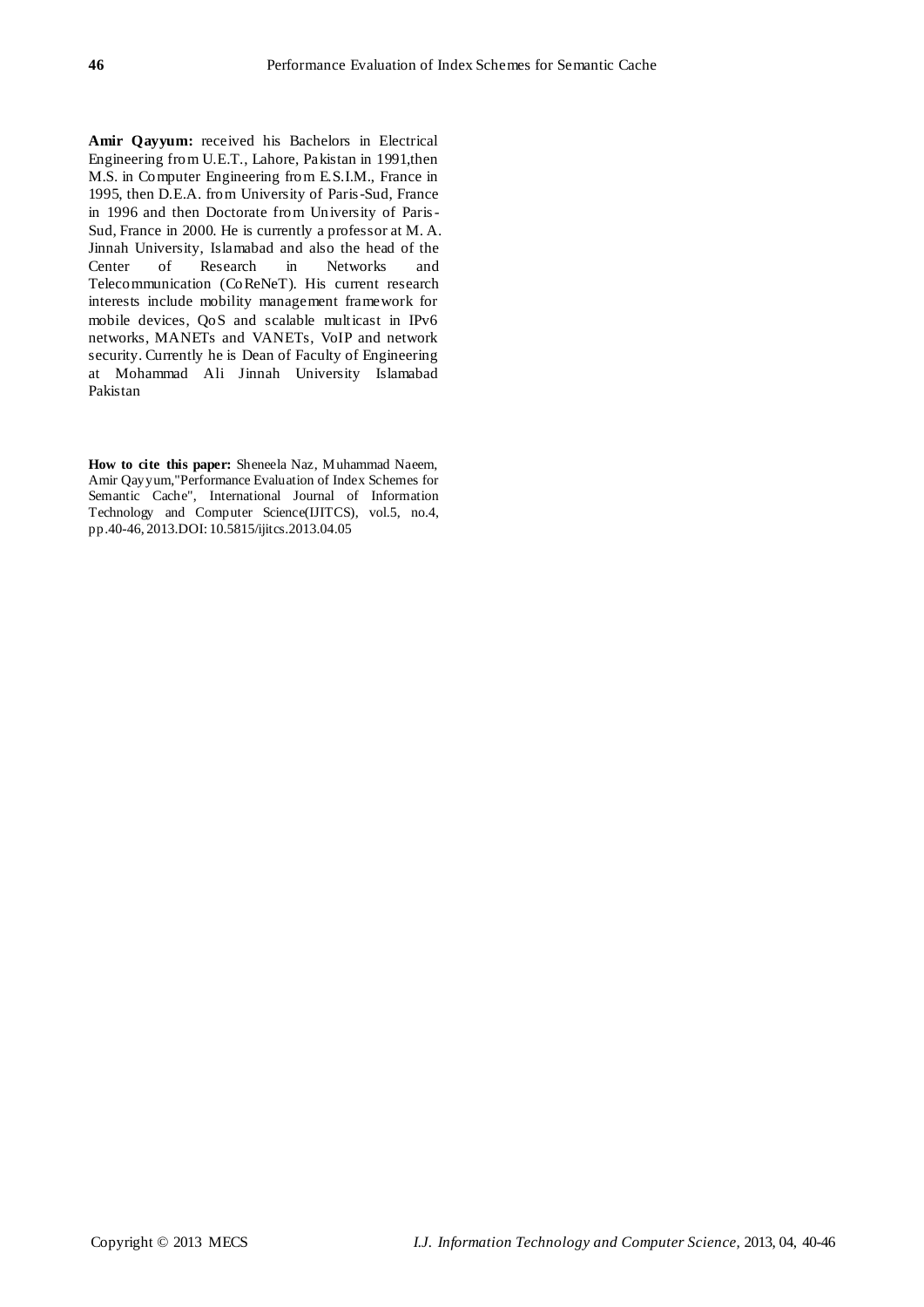**Amir Qayyum:** received his Bachelors in Electrical Engineering from U.E.T., Lahore, Pakistan in 1991,then M.S. in Computer Engineering from E.S.I.M., France in 1995, then D.E.A. from University of Paris-Sud, France in 1996 and then Doctorate from University of Paris-Sud, France in 2000. He is currently a professor at M. A. Jinnah University, Islamabad and also the head of the Center of Research in Networks and Telecommunication (CoReNeT). His current research interests include mobility management framework for mobile devices, QoS and scalable multicast in IPv6 networks, MANETs and VANETs, VoIP and network security. Currently he is Dean of Faculty of Engineering at Mohammad Ali Jinnah University Islamabad Pakistan

**How to cite this paper:** Sheneela Naz, Muhammad Naeem, Amir Qayyum,"Performance Evaluation of Index Schemes for Semantic Cache", International Journal of Information Technology and Computer Science(IJITCS), vol.5, no.4, pp.40-46, 2013.DOI: 10.5815/ijitcs.2013.04.05